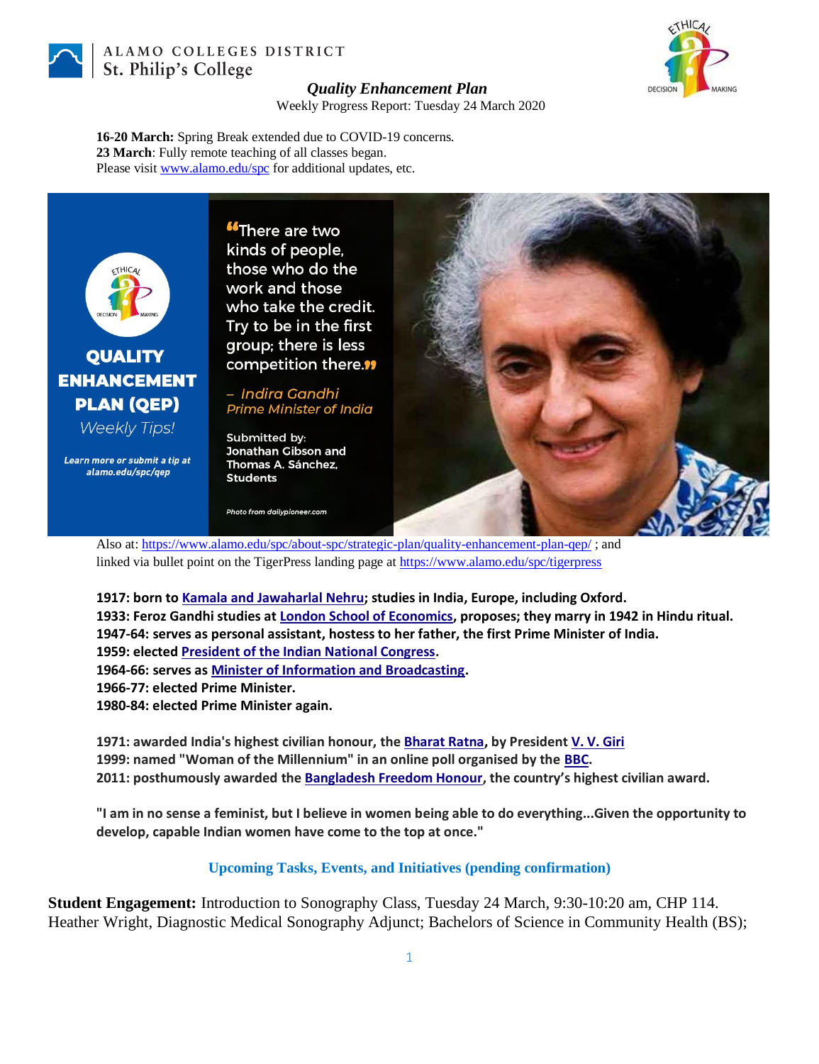ALAMO COLLEGES DISTRICT
St. Philip's College

# *Quality Enhancement Plan*

Weekly Progress Report: Tuesday 24 March 2020

**16-20 March:** Spring Break extended due to COVID-19 concerns.
**23 March**: Fully remote teaching of all classes began.
Please visit [www.alamo.edu/spc](www.alamo.edu/spc) for additional updates, etc.

**QUALITY ENHANCEMENT PLAN (QEP)**
*Weekly Tips!*

***Learn more or submit a tip at alamo.edu/spc/qep***

"There are two kinds of people, those who do the work and those who take the credit. Try to be in the first group; there is less competition there."

*– Indira Gandhi*
*Prime Minister of India*

**Submitted by:**
**Jonathan Gibson and Thomas A. Sánchez, Students**

*Photo from dailypioneer.com*

Also at: [https://www.alamo.edu/spc/about-spc/strategic-plan/quality-enhancement-plan-qep/](https://www.alamo.edu/spc/about-spc/strategic-plan/quality-enhancement-plan-qep/) ; and linked via bullet point on the TigerPress landing page at [https://www.alamo.edu/spc/tigerpress](https://www.alamo.edu/spc/tigerpress)

**1917: born to Kamala and Jawaharlal Nehru; studies in India, Europe, including Oxford.**
**1933: Feroz Gandhi studies at London School of Economics, proposes; they marry in 1942 in Hindu ritual.**
**1947-64: serves as personal assistant, hostess to her father, the first Prime Minister of India.**
**1959: elected President of the Indian National Congress.**
**1964-66: serves as Minister of Information and Broadcasting.**
**1966-77: elected Prime Minister.**
**1980-84: elected Prime Minister again.**

**1971: awarded India's highest civilian honour, the Bharat Ratna, by President V. V. Giri**
**1999: named "Woman of the Millennium" in an online poll organised by the BBC.**
**2011: posthumously awarded the Bangladesh Freedom Honour, the country's highest civilian award.**

**"I am in no sense a feminist, but I believe in women being able to do everything...Given the opportunity to develop, capable Indian women have come to the top at once."**

## Upcoming Tasks, Events, and Initiatives (pending confirmation)

**Student Engagement:** Introduction to Sonography Class, Tuesday 24 March, 9:30-10:20 am, CHP 114. Heather Wright, Diagnostic Medical Sonography Adjunct; Bachelors of Science in Community Health (BS);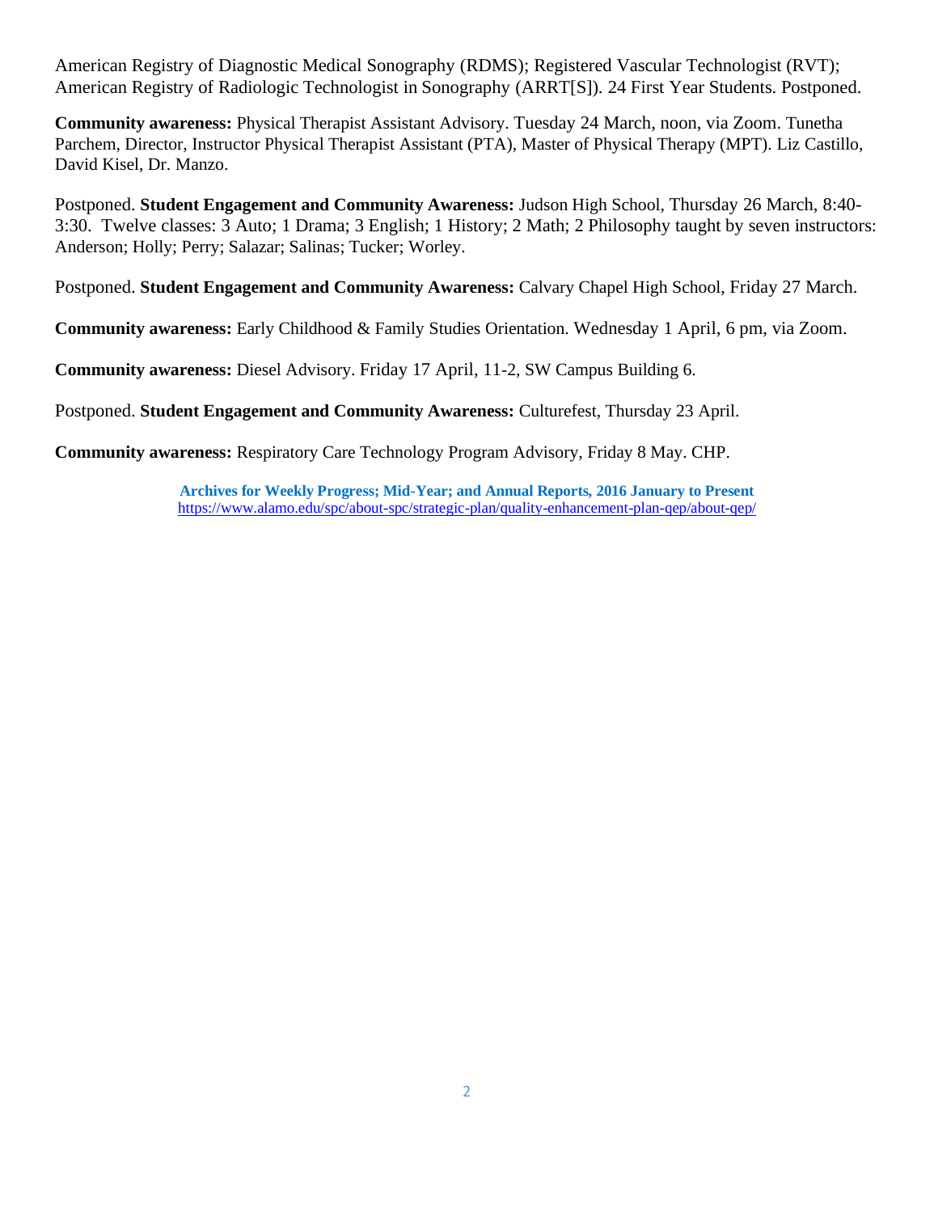American Registry of Diagnostic Medical Sonography (RDMS); Registered Vascular Technologist (RVT); American Registry of Radiologic Technologist in Sonography (ARRT[S]). 24 First Year Students. Postponed.

**Community awareness:** Physical Therapist Assistant Advisory. Tuesday 24 March, noon, via Zoom. Tunetha Parchem, Director, Instructor Physical Therapist Assistant (PTA), Master of Physical Therapy (MPT). Liz Castillo, David Kisel, Dr. Manzo.

Postponed. **Student Engagement and Community Awareness:** Judson High School, Thursday 26 March, 8:40-3:30. Twelve classes: 3 Auto; 1 Drama; 3 English; 1 History; 2 Math; 2 Philosophy taught by seven instructors: Anderson; Holly; Perry; Salazar; Salinas; Tucker; Worley.

Postponed. **Student Engagement and Community Awareness:** Calvary Chapel High School, Friday 27 March.

**Community awareness:** Early Childhood & Family Studies Orientation. Wednesday 1 April, 6 pm, via Zoom.

**Community awareness:** Diesel Advisory. Friday 17 April, 11-2, SW Campus Building 6.

Postponed. **Student Engagement and Community Awareness:** Culturefest, Thursday 23 April.

**Community awareness:** Respiratory Care Technology Program Advisory, Friday 8 May. CHP.

**Archives for Weekly Progress; Mid-Year; and Annual Reports, 2016 January to Present**
https://www.alamo.edu/spc/about-spc/strategic-plan/quality-enhancement-plan-qep/about-qep/